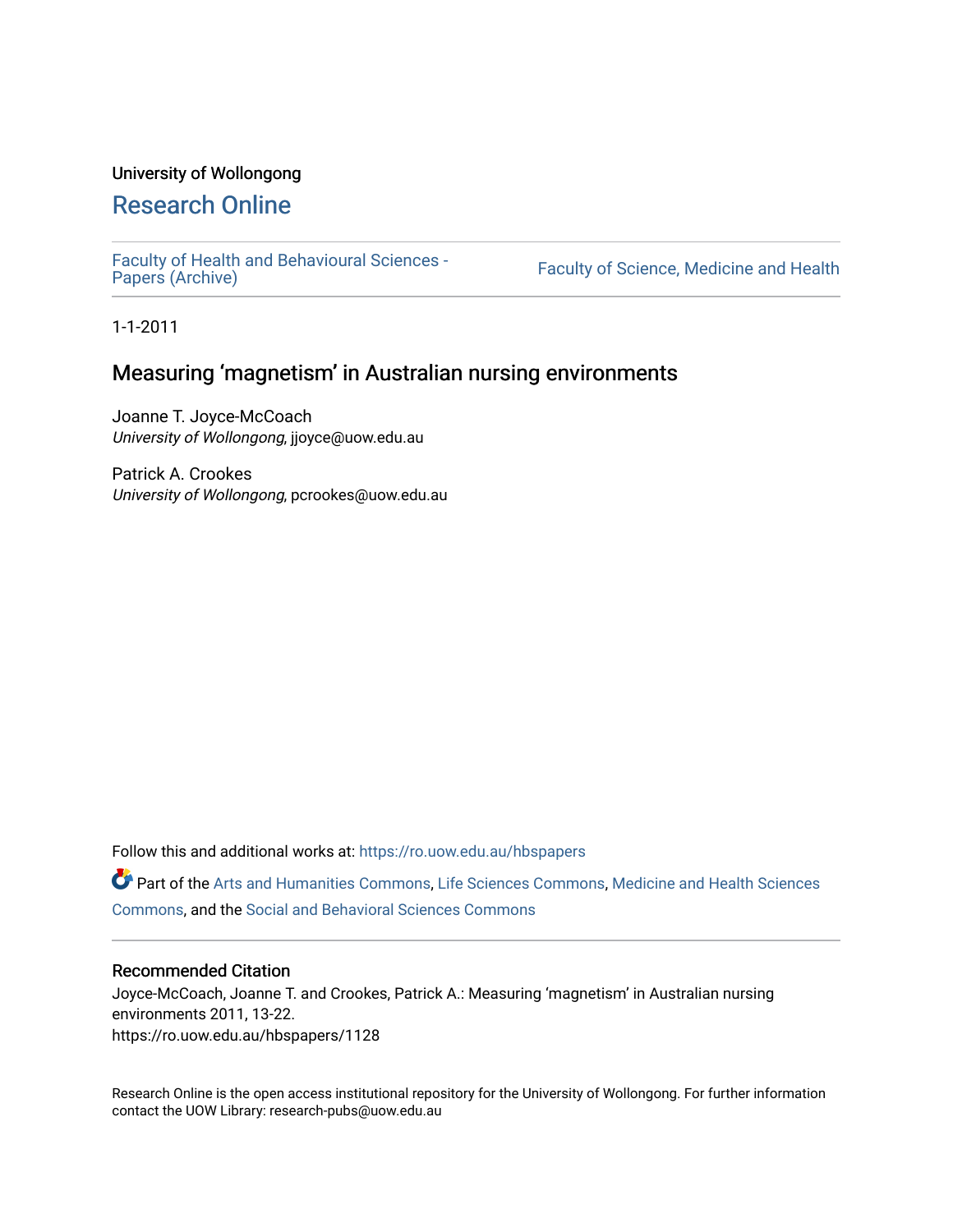University of Wollongong

# Research Online

Faculty of Health and Behavioural Sciences - Papers (Archive)

Faculty of Science, Medicine and Health

1-1-2011

## Measuring 'magnetism' in Australian nursing environments

Joanne T. Joyce-McCoach
*University of Wollongong*, jjoyce@uow.edu.au

Patrick A. Crookes
*University of Wollongong*, pcrookes@uow.edu.au

Follow this and additional works at: https://ro.uow.edu.au/hbspapers

Part of the Arts and Humanities Commons, Life Sciences Commons, Medicine and Health Sciences Commons, and the Social and Behavioral Sciences Commons

### Recommended Citation

Joyce-McCoach, Joanne T. and Crookes, Patrick A.: Measuring 'magnetism' in Australian nursing environments 2011, 13-22.
https://ro.uow.edu.au/hbspapers/1128

Research Online is the open access institutional repository for the University of Wollongong. For further information contact the UOW Library: research-pubs@uow.edu.au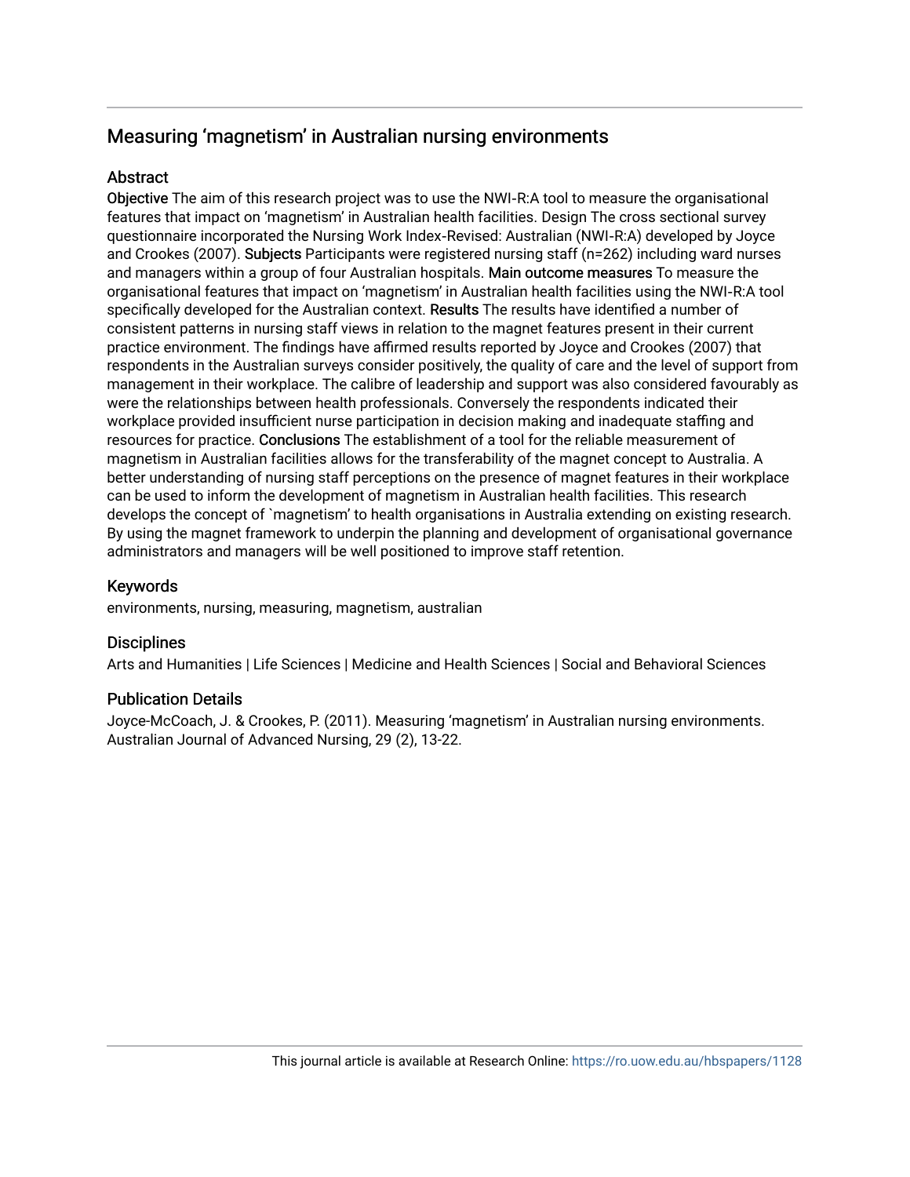# Measuring 'magnetism' in Australian nursing environments

## Abstract

**Objective** The aim of this research project was to use the NWI-R:A tool to measure the organisational features that impact on 'magnetism' in Australian health facilities. Design The cross sectional survey questionnaire incorporated the Nursing Work Index-Revised: Australian (NWI-R:A) developed by Joyce and Crookes (2007). **Subjects** Participants were registered nursing staff (n=262) including ward nurses and managers within a group of four Australian hospitals. **Main outcome measures** To measure the organisational features that impact on 'magnetism' in Australian health facilities using the NWI-R:A tool specifically developed for the Australian context. **Results** The results have identified a number of consistent patterns in nursing staff views in relation to the magnet features present in their current practice environment. The findings have affirmed results reported by Joyce and Crookes (2007) that respondents in the Australian surveys consider positively, the quality of care and the level of support from management in their workplace. The calibre of leadership and support was also considered favourably as were the relationships between health professionals. Conversely the respondents indicated their workplace provided insufficient nurse participation in decision making and inadequate staffing and resources for practice. **Conclusions** The establishment of a tool for the reliable measurement of magnetism in Australian facilities allows for the transferability of the magnet concept to Australia. A better understanding of nursing staff perceptions on the presence of magnet features in their workplace can be used to inform the development of magnetism in Australian health facilities. This research develops the concept of `magnetism' to health organisations in Australia extending on existing research. By using the magnet framework to underpin the planning and development of organisational governance administrators and managers will be well positioned to improve staff retention.

## Keywords

environments, nursing, measuring, magnetism, australian

## Disciplines

Arts and Humanities | Life Sciences | Medicine and Health Sciences | Social and Behavioral Sciences

## Publication Details

Joyce-McCoach, J. & Crookes, P. (2011). Measuring 'magnetism' in Australian nursing environments. Australian Journal of Advanced Nursing, 29 (2), 13-22.

This journal article is available at Research Online: https://ro.uow.edu.au/hbspapers/1128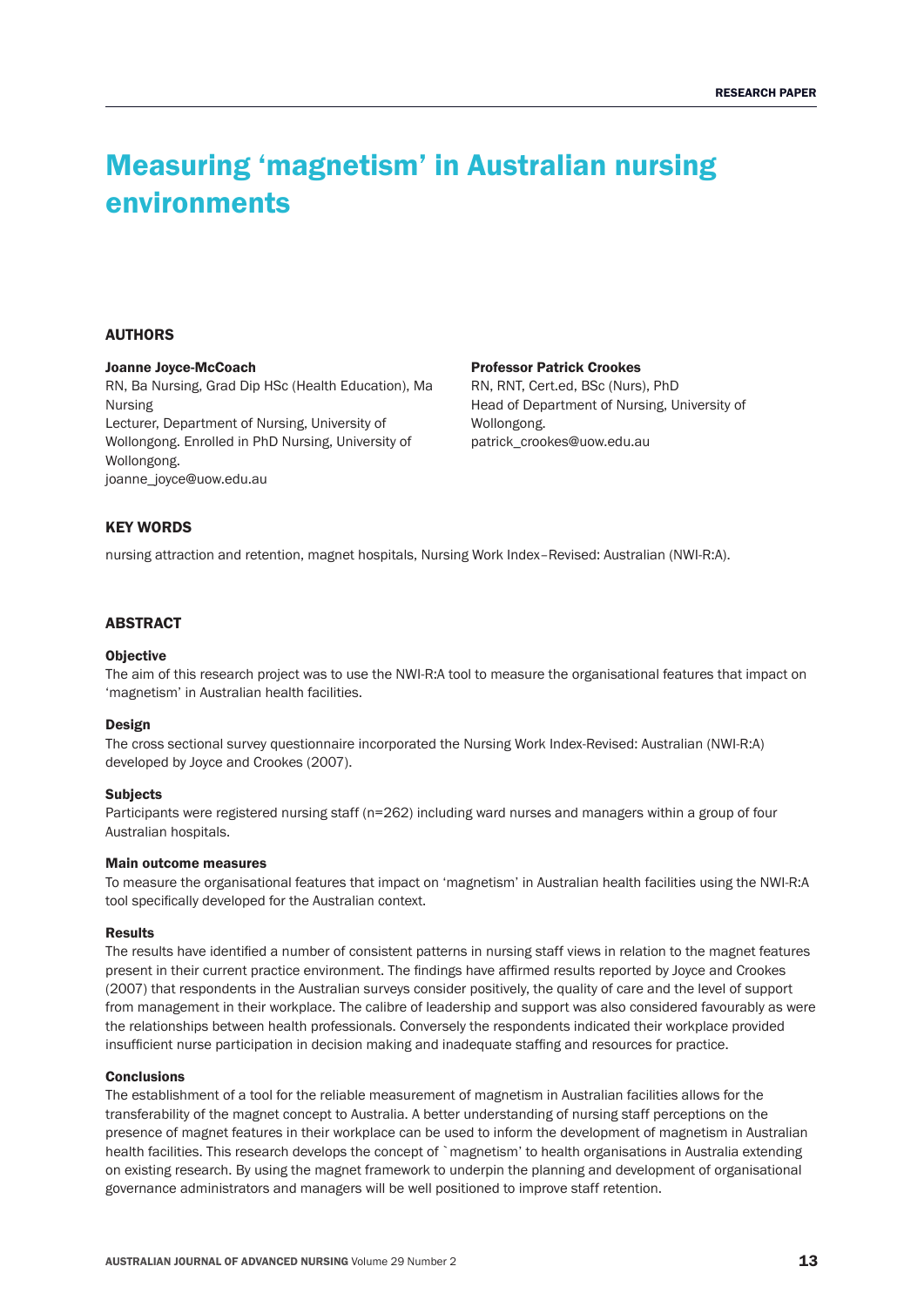RESEARCH PAPER

# Measuring 'magnetism' in Australian nursing environments

## AUTHORS

**Joanne Joyce-McCoach**
RN, Ba Nursing, Grad Dip HSc (Health Education), Ma Nursing
Lecturer, Department of Nursing, University of Wollongong. Enrolled in PhD Nursing, University of Wollongong.
joanne_joyce@uow.edu.au

**Professor Patrick Crookes**
RN, RNT, Cert.ed, BSc (Nurs), PhD
Head of Department of Nursing, University of Wollongong.
patrick_crookes@uow.edu.au

## KEY WORDS

nursing attraction and retention, magnet hospitals, Nursing Work Index–Revised: Australian (NWI-R:A).

## ABSTRACT

### Objective

The aim of this research project was to use the NWI-R:A tool to measure the organisational features that impact on 'magnetism' in Australian health facilities.

### Design

The cross sectional survey questionnaire incorporated the Nursing Work Index-Revised: Australian (NWI-R:A) developed by Joyce and Crookes (2007).

### Subjects

Participants were registered nursing staff (n=262) including ward nurses and managers within a group of four Australian hospitals.

### Main outcome measures

To measure the organisational features that impact on 'magnetism' in Australian health facilities using the NWI-R:A tool specifically developed for the Australian context.

### Results

The results have identified a number of consistent patterns in nursing staff views in relation to the magnet features present in their current practice environment. The findings have affirmed results reported by Joyce and Crookes (2007) that respondents in the Australian surveys consider positively, the quality of care and the level of support from management in their workplace. The calibre of leadership and support was also considered favourably as were the relationships between health professionals. Conversely the respondents indicated their workplace provided insufficient nurse participation in decision making and inadequate staffing and resources for practice.

### Conclusions

The establishment of a tool for the reliable measurement of magnetism in Australian facilities allows for the transferability of the magnet concept to Australia. A better understanding of nursing staff perceptions on the presence of magnet features in their workplace can be used to inform the development of magnetism in Australian health facilities. This research develops the concept of `magnetism' to health organisations in Australia extending on existing research. By using the magnet framework to underpin the planning and development of organisational governance administrators and managers will be well positioned to improve staff retention.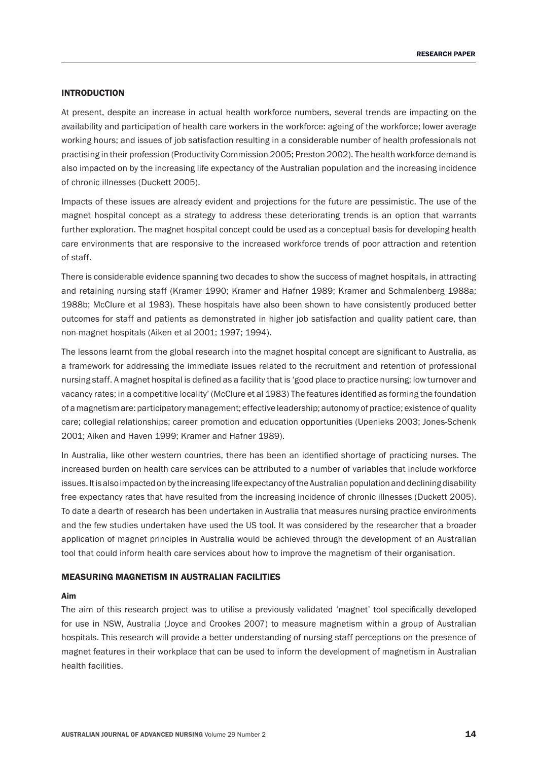## INTRODUCTION

At present, despite an increase in actual health workforce numbers, several trends are impacting on the availability and participation of health care workers in the workforce: ageing of the workforce; lower average working hours; and issues of job satisfaction resulting in a considerable number of health professionals not practising in their profession (Productivity Commission 2005; Preston 2002). The health workforce demand is also impacted on by the increasing life expectancy of the Australian population and the increasing incidence of chronic illnesses (Duckett 2005).

Impacts of these issues are already evident and projections for the future are pessimistic. The use of the magnet hospital concept as a strategy to address these deteriorating trends is an option that warrants further exploration. The magnet hospital concept could be used as a conceptual basis for developing health care environments that are responsive to the increased workforce trends of poor attraction and retention of staff.

There is considerable evidence spanning two decades to show the success of magnet hospitals, in attracting and retaining nursing staff (Kramer 1990; Kramer and Hafner 1989; Kramer and Schmalenberg 1988a; 1988b; McClure et al 1983). These hospitals have also been shown to have consistently produced better outcomes for staff and patients as demonstrated in higher job satisfaction and quality patient care, than non-magnet hospitals (Aiken et al 2001; 1997; 1994).

The lessons learnt from the global research into the magnet hospital concept are significant to Australia, as a framework for addressing the immediate issues related to the recruitment and retention of professional nursing staff. A magnet hospital is defined as a facility that is 'good place to practice nursing; low turnover and vacancy rates; in a competitive locality' (McClure et al 1983) The features identified as forming the foundation of a magnetism are: participatory management; effective leadership; autonomy of practice; existence of quality care; collegial relationships; career promotion and education opportunities (Upenieks 2003; Jones-Schenk 2001; Aiken and Haven 1999; Kramer and Hafner 1989).

In Australia, like other western countries, there has been an identified shortage of practicing nurses. The increased burden on health care services can be attributed to a number of variables that include workforce issues. It is also impacted on by the increasing life expectancy of the Australian population and declining disability free expectancy rates that have resulted from the increasing incidence of chronic illnesses (Duckett 2005). To date a dearth of research has been undertaken in Australia that measures nursing practice environments and the few studies undertaken have used the US tool. It was considered by the researcher that a broader application of magnet principles in Australia would be achieved through the development of an Australian tool that could inform health care services about how to improve the magnetism of their organisation.

## MEASURING MAGNETISM IN AUSTRALIAN FACILITIES

### Aim

The aim of this research project was to utilise a previously validated 'magnet' tool specifically developed for use in NSW, Australia (Joyce and Crookes 2007) to measure magnetism within a group of Australian hospitals. This research will provide a better understanding of nursing staff perceptions on the presence of magnet features in their workplace that can be used to inform the development of magnetism in Australian health facilities.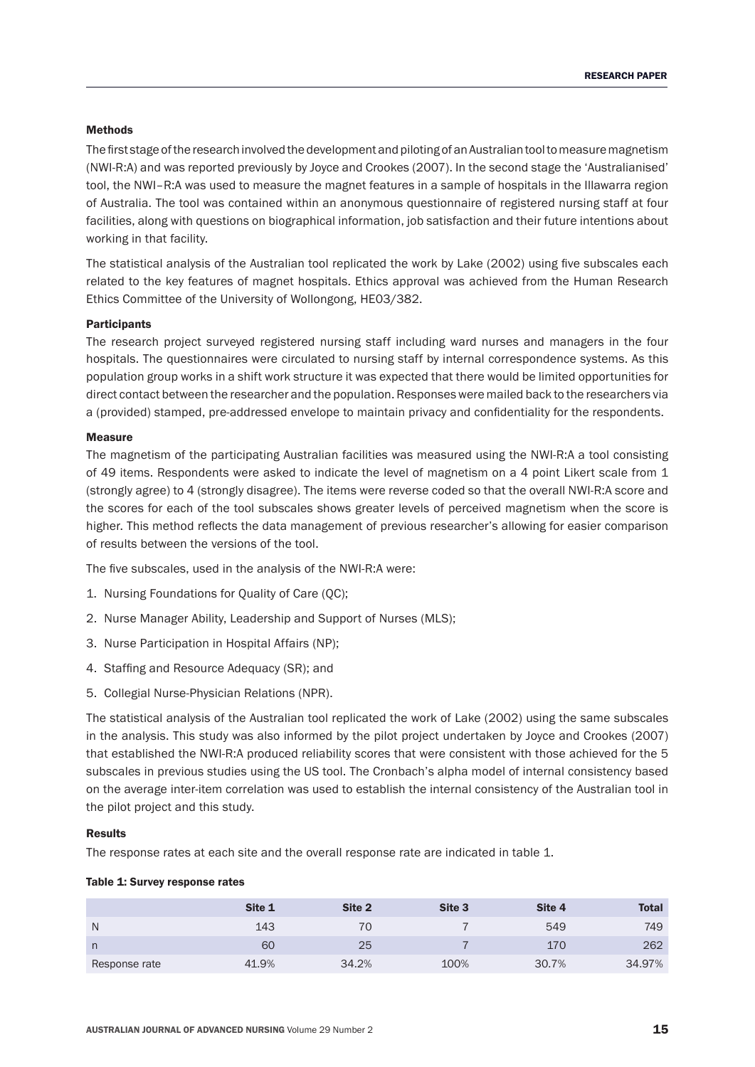### Methods

The first stage of the research involved the development and piloting of an Australian tool to measure magnetism (NWI-R:A) and was reported previously by Joyce and Crookes (2007). In the second stage the 'Australianised' tool, the NWI–R:A was used to measure the magnet features in a sample of hospitals in the Illawarra region of Australia. The tool was contained within an anonymous questionnaire of registered nursing staff at four facilities, along with questions on biographical information, job satisfaction and their future intentions about working in that facility.

The statistical analysis of the Australian tool replicated the work by Lake (2002) using five subscales each related to the key features of magnet hospitals. Ethics approval was achieved from the Human Research Ethics Committee of the University of Wollongong, HE03/382.

### Participants

The research project surveyed registered nursing staff including ward nurses and managers in the four hospitals. The questionnaires were circulated to nursing staff by internal correspondence systems. As this population group works in a shift work structure it was expected that there would be limited opportunities for direct contact between the researcher and the population. Responses were mailed back to the researchers via a (provided) stamped, pre-addressed envelope to maintain privacy and confidentiality for the respondents.

### Measure

The magnetism of the participating Australian facilities was measured using the NWI-R:A a tool consisting of 49 items. Respondents were asked to indicate the level of magnetism on a 4 point Likert scale from 1 (strongly agree) to 4 (strongly disagree). The items were reverse coded so that the overall NWI-R:A score and the scores for each of the tool subscales shows greater levels of perceived magnetism when the score is higher. This method reflects the data management of previous researcher's allowing for easier comparison of results between the versions of the tool.

The five subscales, used in the analysis of the NWI-R:A were:

1. Nursing Foundations for Quality of Care (QC);
2. Nurse Manager Ability, Leadership and Support of Nurses (MLS);
3. Nurse Participation in Hospital Affairs (NP);
4. Staffing and Resource Adequacy (SR); and
5. Collegial Nurse-Physician Relations (NPR).

The statistical analysis of the Australian tool replicated the work of Lake (2002) using the same subscales in the analysis. This study was also informed by the pilot project undertaken by Joyce and Crookes (2007) that established the NWI-R:A produced reliability scores that were consistent with those achieved for the 5 subscales in previous studies using the US tool. The Cronbach's alpha model of internal consistency based on the average inter-item correlation was used to establish the internal consistency of the Australian tool in the pilot project and this study.

### Results

The response rates at each site and the overall response rate are indicated in table 1.

**Table 1: Survey response rates**

| | Site 1 | Site 2 | Site 3 | Site 4 | Total |
|---|---|---|---|---|---|
| N | 143 | 70 | 7 | 549 | 749 |
| n | 60 | 25 | 7 | 170 | 262 |
| Response rate | 41.9% | 34.2% | 100% | 30.7% | 34.97% |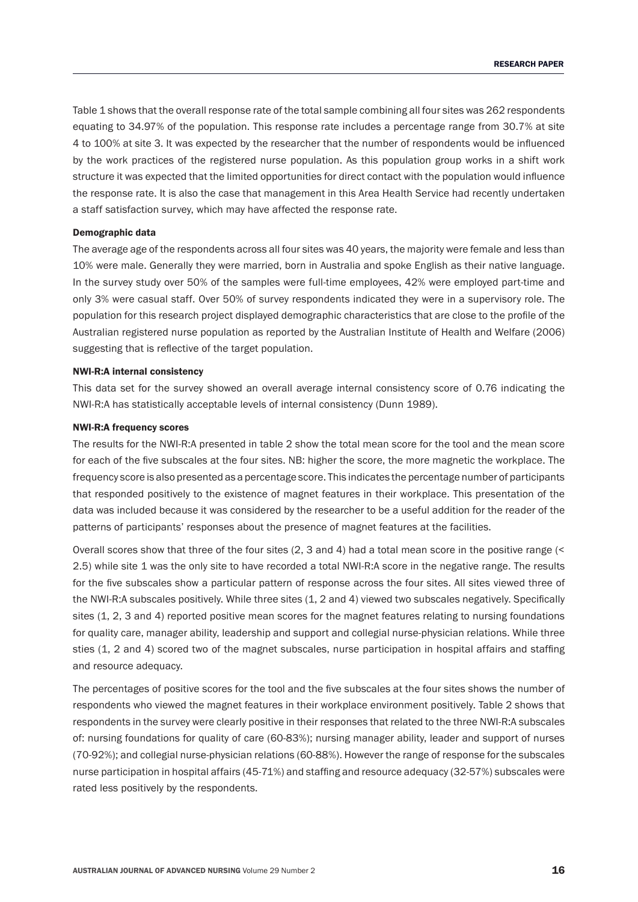Table 1 shows that the overall response rate of the total sample combining all four sites was 262 respondents equating to 34.97% of the population. This response rate includes a percentage range from 30.7% at site 4 to 100% at site 3. It was expected by the researcher that the number of respondents would be influenced by the work practices of the registered nurse population. As this population group works in a shift work structure it was expected that the limited opportunities for direct contact with the population would influence the response rate. It is also the case that management in this Area Health Service had recently undertaken a staff satisfaction survey, which may have affected the response rate.

**Demographic data**

The average age of the respondents across all four sites was 40 years, the majority were female and less than 10% were male. Generally they were married, born in Australia and spoke English as their native language. In the survey study over 50% of the samples were full-time employees, 42% were employed part-time and only 3% were casual staff. Over 50% of survey respondents indicated they were in a supervisory role. The population for this research project displayed demographic characteristics that are close to the profile of the Australian registered nurse population as reported by the Australian Institute of Health and Welfare (2006) suggesting that is reflective of the target population.

**NWI-R:A internal consistency**

This data set for the survey showed an overall average internal consistency score of 0.76 indicating the NWI-R:A has statistically acceptable levels of internal consistency (Dunn 1989).

**NWI-R:A frequency scores**

The results for the NWI-R:A presented in table 2 show the total mean score for the tool and the mean score for each of the five subscales at the four sites. NB: higher the score, the more magnetic the workplace. The frequency score is also presented as a percentage score. This indicates the percentage number of participants that responded positively to the existence of magnet features in their workplace. This presentation of the data was included because it was considered by the researcher to be a useful addition for the reader of the patterns of participants' responses about the presence of magnet features at the facilities.

Overall scores show that three of the four sites (2, 3 and 4) had a total mean score in the positive range (< 2.5) while site 1 was the only site to have recorded a total NWI-R:A score in the negative range. The results for the five subscales show a particular pattern of response across the four sites. All sites viewed three of the NWI-R:A subscales positively. While three sites (1, 2 and 4) viewed two subscales negatively. Specifically sites (1, 2, 3 and 4) reported positive mean scores for the magnet features relating to nursing foundations for quality care, manager ability, leadership and support and collegial nurse-physician relations. While three sties (1, 2 and 4) scored two of the magnet subscales, nurse participation in hospital affairs and staffing and resource adequacy.

The percentages of positive scores for the tool and the five subscales at the four sites shows the number of respondents who viewed the magnet features in their workplace environment positively. Table 2 shows that respondents in the survey were clearly positive in their responses that related to the three NWI-R:A subscales of: nursing foundations for quality of care (60-83%); nursing manager ability, leader and support of nurses (70-92%); and collegial nurse-physician relations (60-88%). However the range of response for the subscales nurse participation in hospital affairs (45-71%) and staffing and resource adequacy (32-57%) subscales were rated less positively by the respondents.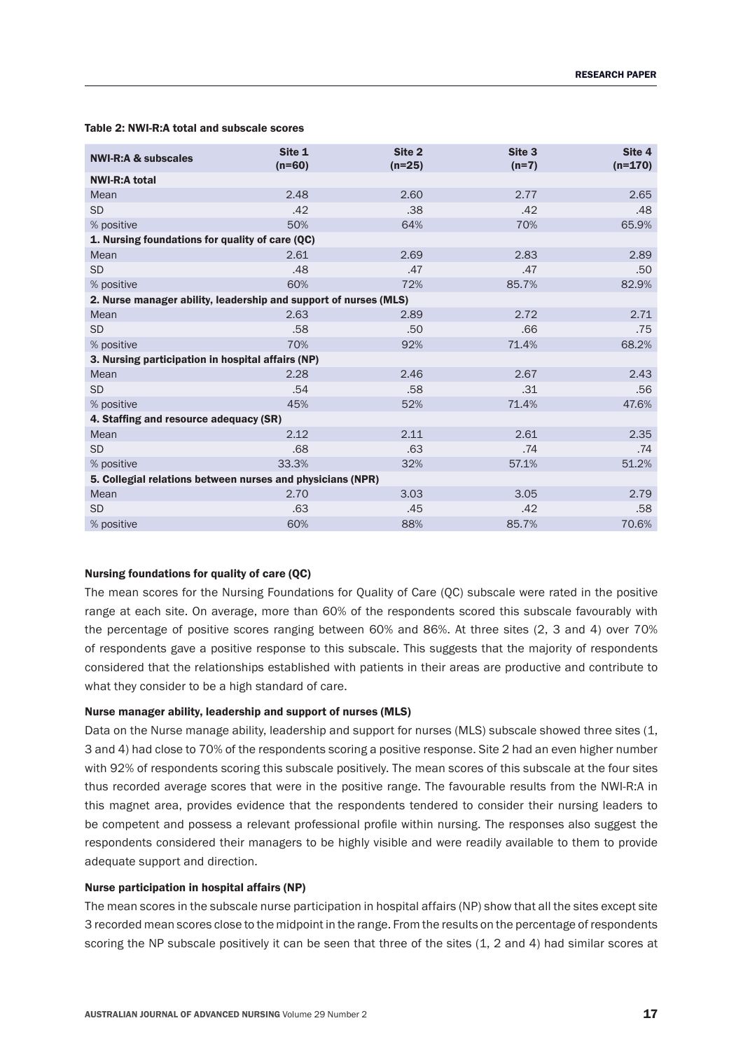Table 2: NWI-R:A total and subscale scores

| NWI-R:A & subscales | Site 1 (n=60) | Site 2 (n=25) | Site 3 (n=7) | Site 4 (n=170) |
|---|---|---|---|---|
| **NWI-R:A total** | | | | |
| Mean | 2.48 | 2.60 | 2.77 | 2.65 |
| SD | .42 | .38 | .42 | .48 |
| % positive | 50% | 64% | 70% | 65.9% |
| **1. Nursing foundations for quality of care (QC)** | | | | |
| Mean | 2.61 | 2.69 | 2.83 | 2.89 |
| SD | .48 | .47 | .47 | .50 |
| % positive | 60% | 72% | 85.7% | 82.9% |
| **2. Nurse manager ability, leadership and support of nurses (MLS)** | | | | |
| Mean | 2.63 | 2.89 | 2.72 | 2.71 |
| SD | .58 | .50 | .66 | .75 |
| % positive | 70% | 92% | 71.4% | 68.2% |
| **3. Nursing participation in hospital affairs (NP)** | | | | |
| Mean | 2.28 | 2.46 | 2.67 | 2.43 |
| SD | .54 | .58 | .31 | .56 |
| % positive | 45% | 52% | 71.4% | 47.6% |
| **4. Staffing and resource adequacy (SR)** | | | | |
| Mean | 2.12 | 2.11 | 2.61 | 2.35 |
| SD | .68 | .63 | .74 | .74 |
| % positive | 33.3% | 32% | 57.1% | 51.2% |
| **5. Collegial relations between nurses and physicians (NPR)** | | | | |
| Mean | 2.70 | 3.03 | 3.05 | 2.79 |
| SD | .63 | .45 | .42 | .58 |
| % positive | 60% | 88% | 85.7% | 70.6% |

### Nursing foundations for quality of care (QC)

The mean scores for the Nursing Foundations for Quality of Care (QC) subscale were rated in the positive range at each site. On average, more than 60% of the respondents scored this subscale favourably with the percentage of positive scores ranging between 60% and 86%. At three sites (2, 3 and 4) over 70% of respondents gave a positive response to this subscale. This suggests that the majority of respondents considered that the relationships established with patients in their areas are productive and contribute to what they consider to be a high standard of care.

### Nurse manager ability, leadership and support of nurses (MLS)

Data on the Nurse manage ability, leadership and support for nurses (MLS) subscale showed three sites (1, 3 and 4) had close to 70% of the respondents scoring a positive response. Site 2 had an even higher number with 92% of respondents scoring this subscale positively. The mean scores of this subscale at the four sites thus recorded average scores that were in the positive range. The favourable results from the NWI-R:A in this magnet area, provides evidence that the respondents tendered to consider their nursing leaders to be competent and possess a relevant professional profile within nursing. The responses also suggest the respondents considered their managers to be highly visible and were readily available to them to provide adequate support and direction.

### Nurse participation in hospital affairs (NP)

The mean scores in the subscale nurse participation in hospital affairs (NP) show that all the sites except site 3 recorded mean scores close to the midpoint in the range. From the results on the percentage of respondents scoring the NP subscale positively it can be seen that three of the sites (1, 2 and 4) had similar scores at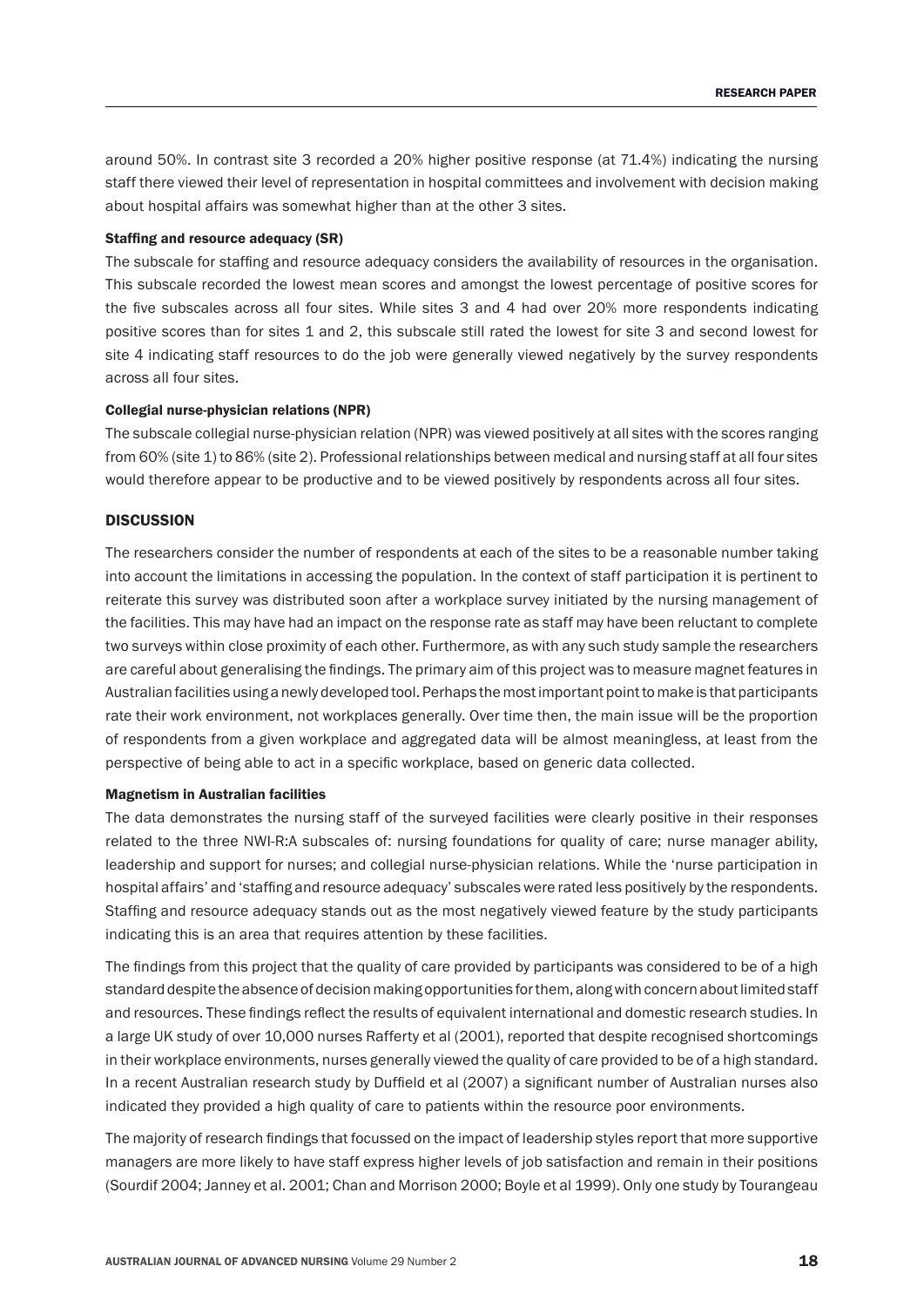around 50%. In contrast site 3 recorded a 20% higher positive response (at 71.4%) indicating the nursing staff there viewed their level of representation in hospital committees and involvement with decision making about hospital affairs was somewhat higher than at the other 3 sites.

#### Staffing and resource adequacy (SR)

The subscale for staffing and resource adequacy considers the availability of resources in the organisation. This subscale recorded the lowest mean scores and amongst the lowest percentage of positive scores for the five subscales across all four sites. While sites 3 and 4 had over 20% more respondents indicating positive scores than for sites 1 and 2, this subscale still rated the lowest for site 3 and second lowest for site 4 indicating staff resources to do the job were generally viewed negatively by the survey respondents across all four sites.

#### Collegial nurse-physician relations (NPR)

The subscale collegial nurse-physician relation (NPR) was viewed positively at all sites with the scores ranging from 60% (site 1) to 86% (site 2). Professional relationships between medical and nursing staff at all four sites would therefore appear to be productive and to be viewed positively by respondents across all four sites.

## DISCUSSION

The researchers consider the number of respondents at each of the sites to be a reasonable number taking into account the limitations in accessing the population. In the context of staff participation it is pertinent to reiterate this survey was distributed soon after a workplace survey initiated by the nursing management of the facilities. This may have had an impact on the response rate as staff may have been reluctant to complete two surveys within close proximity of each other. Furthermore, as with any such study sample the researchers are careful about generalising the findings. The primary aim of this project was to measure magnet features in Australian facilities using a newly developed tool. Perhaps the most important point to make is that participants rate their work environment, not workplaces generally. Over time then, the main issue will be the proportion of respondents from a given workplace and aggregated data will be almost meaningless, at least from the perspective of being able to act in a specific workplace, based on generic data collected.

#### Magnetism in Australian facilities

The data demonstrates the nursing staff of the surveyed facilities were clearly positive in their responses related to the three NWI-R:A subscales of: nursing foundations for quality of care; nurse manager ability, leadership and support for nurses; and collegial nurse-physician relations. While the 'nurse participation in hospital affairs' and 'staffing and resource adequacy' subscales were rated less positively by the respondents. Staffing and resource adequacy stands out as the most negatively viewed feature by the study participants indicating this is an area that requires attention by these facilities.

The findings from this project that the quality of care provided by participants was considered to be of a high standard despite the absence of decision making opportunities for them, along with concern about limited staff and resources. These findings reflect the results of equivalent international and domestic research studies. In a large UK study of over 10,000 nurses Rafferty et al (2001), reported that despite recognised shortcomings in their workplace environments, nurses generally viewed the quality of care provided to be of a high standard. In a recent Australian research study by Duffield et al (2007) a significant number of Australian nurses also indicated they provided a high quality of care to patients within the resource poor environments.

The majority of research findings that focussed on the impact of leadership styles report that more supportive managers are more likely to have staff express higher levels of job satisfaction and remain in their positions (Sourdif 2004; Janney et al. 2001; Chan and Morrison 2000; Boyle et al 1999). Only one study by Tourangeau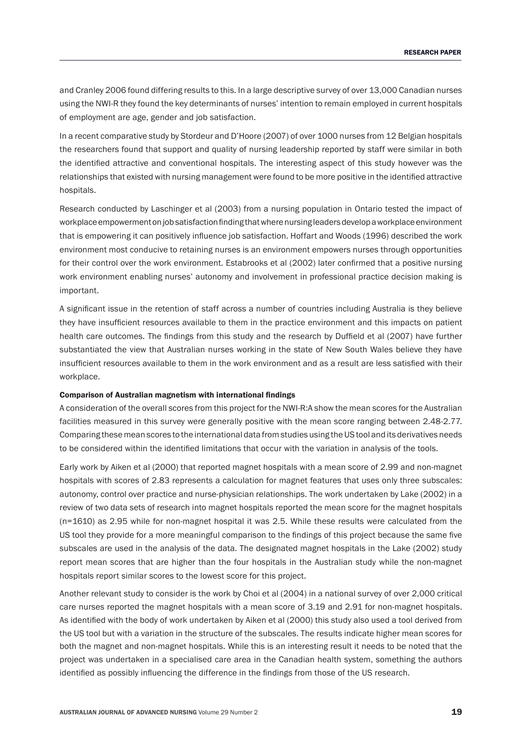and Cranley 2006 found differing results to this. In a large descriptive survey of over 13,000 Canadian nurses using the NWI-R they found the key determinants of nurses' intention to remain employed in current hospitals of employment are age, gender and job satisfaction.

In a recent comparative study by Stordeur and D'Hoore (2007) of over 1000 nurses from 12 Belgian hospitals the researchers found that support and quality of nursing leadership reported by staff were similar in both the identified attractive and conventional hospitals. The interesting aspect of this study however was the relationships that existed with nursing management were found to be more positive in the identified attractive hospitals.

Research conducted by Laschinger et al (2003) from a nursing population in Ontario tested the impact of workplace empowerment on job satisfaction finding that where nursing leaders develop a workplace environment that is empowering it can positively influence job satisfaction. Hoffart and Woods (1996) described the work environment most conducive to retaining nurses is an environment empowers nurses through opportunities for their control over the work environment. Estabrooks et al (2002) later confirmed that a positive nursing work environment enabling nurses' autonomy and involvement in professional practice decision making is important.

A significant issue in the retention of staff across a number of countries including Australia is they believe they have insufficient resources available to them in the practice environment and this impacts on patient health care outcomes. The findings from this study and the research by Duffield et al (2007) have further substantiated the view that Australian nurses working in the state of New South Wales believe they have insufficient resources available to them in the work environment and as a result are less satisfied with their workplace.

**Comparison of Australian magnetism with international findings**

A consideration of the overall scores from this project for the NWI-R:A show the mean scores for the Australian facilities measured in this survey were generally positive with the mean score ranging between 2.48-2.77. Comparing these mean scores to the international data from studies using the US tool and its derivatives needs to be considered within the identified limitations that occur with the variation in analysis of the tools.

Early work by Aiken et al (2000) that reported magnet hospitals with a mean score of 2.99 and non-magnet hospitals with scores of 2.83 represents a calculation for magnet features that uses only three subscales: autonomy, control over practice and nurse-physician relationships. The work undertaken by Lake (2002) in a review of two data sets of research into magnet hospitals reported the mean score for the magnet hospitals (n=1610) as 2.95 while for non-magnet hospital it was 2.5. While these results were calculated from the US tool they provide for a more meaningful comparison to the findings of this project because the same five subscales are used in the analysis of the data. The designated magnet hospitals in the Lake (2002) study report mean scores that are higher than the four hospitals in the Australian study while the non-magnet hospitals report similar scores to the lowest score for this project.

Another relevant study to consider is the work by Choi et al (2004) in a national survey of over 2,000 critical care nurses reported the magnet hospitals with a mean score of 3.19 and 2.91 for non-magnet hospitals. As identified with the body of work undertaken by Aiken et al (2000) this study also used a tool derived from the US tool but with a variation in the structure of the subscales. The results indicate higher mean scores for both the magnet and non-magnet hospitals. While this is an interesting result it needs to be noted that the project was undertaken in a specialised care area in the Canadian health system, something the authors identified as possibly influencing the difference in the findings from those of the US research.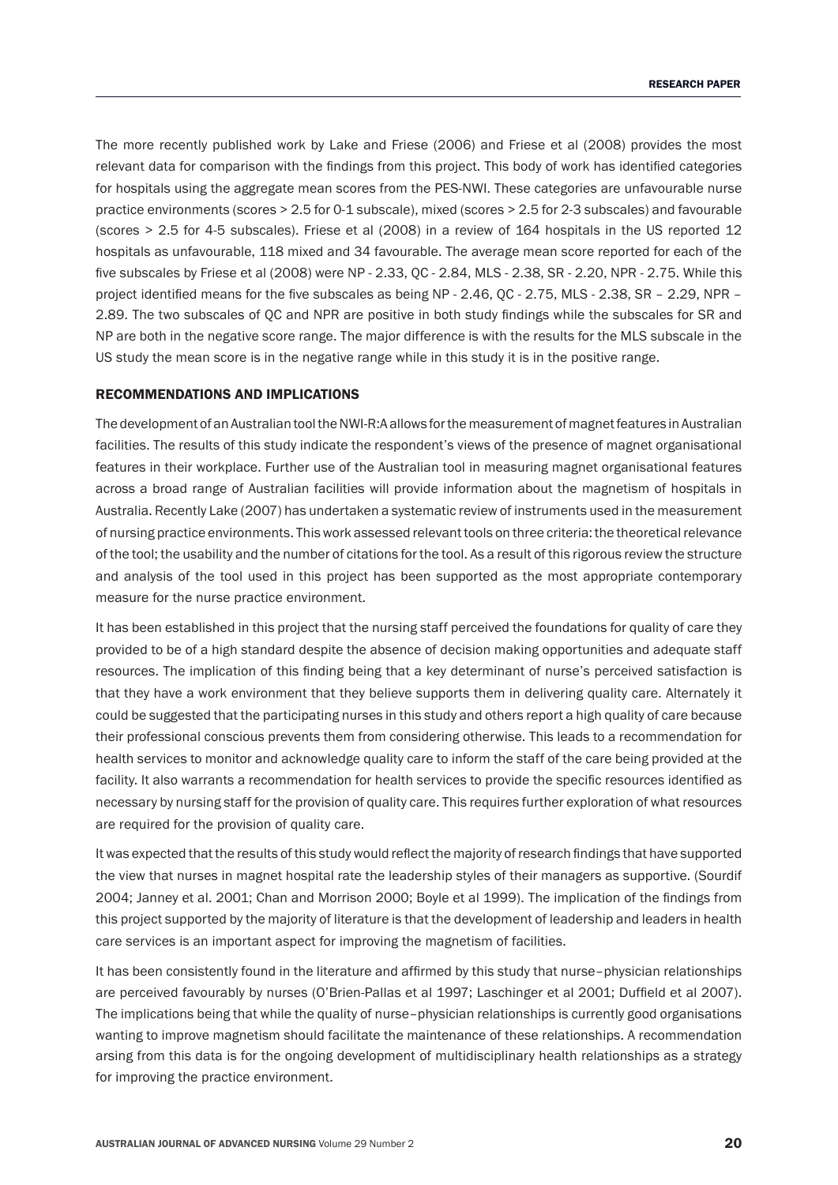The more recently published work by Lake and Friese (2006) and Friese et al (2008) provides the most relevant data for comparison with the findings from this project. This body of work has identified categories for hospitals using the aggregate mean scores from the PES-NWI. These categories are unfavourable nurse practice environments (scores > 2.5 for 0-1 subscale), mixed (scores > 2.5 for 2-3 subscales) and favourable (scores > 2.5 for 4-5 subscales). Friese et al (2008) in a review of 164 hospitals in the US reported 12 hospitals as unfavourable, 118 mixed and 34 favourable. The average mean score reported for each of the five subscales by Friese et al (2008) were NP - 2.33, QC - 2.84, MLS - 2.38, SR - 2.20, NPR - 2.75. While this project identified means for the five subscales as being NP - 2.46, QC - 2.75, MLS - 2.38, SR – 2.29, NPR – 2.89. The two subscales of QC and NPR are positive in both study findings while the subscales for SR and NP are both in the negative score range. The major difference is with the results for the MLS subscale in the US study the mean score is in the negative range while in this study it is in the positive range.

## RECOMMENDATIONS AND IMPLICATIONS

The development of an Australian tool the NWI-R:A allows for the measurement of magnet features in Australian facilities. The results of this study indicate the respondent's views of the presence of magnet organisational features in their workplace. Further use of the Australian tool in measuring magnet organisational features across a broad range of Australian facilities will provide information about the magnetism of hospitals in Australia. Recently Lake (2007) has undertaken a systematic review of instruments used in the measurement of nursing practice environments. This work assessed relevant tools on three criteria: the theoretical relevance of the tool; the usability and the number of citations for the tool. As a result of this rigorous review the structure and analysis of the tool used in this project has been supported as the most appropriate contemporary measure for the nurse practice environment.

It has been established in this project that the nursing staff perceived the foundations for quality of care they provided to be of a high standard despite the absence of decision making opportunities and adequate staff resources. The implication of this finding being that a key determinant of nurse's perceived satisfaction is that they have a work environment that they believe supports them in delivering quality care. Alternately it could be suggested that the participating nurses in this study and others report a high quality of care because their professional conscious prevents them from considering otherwise. This leads to a recommendation for health services to monitor and acknowledge quality care to inform the staff of the care being provided at the facility. It also warrants a recommendation for health services to provide the specific resources identified as necessary by nursing staff for the provision of quality care. This requires further exploration of what resources are required for the provision of quality care.

It was expected that the results of this study would reflect the majority of research findings that have supported the view that nurses in magnet hospital rate the leadership styles of their managers as supportive. (Sourdif 2004; Janney et al. 2001; Chan and Morrison 2000; Boyle et al 1999). The implication of the findings from this project supported by the majority of literature is that the development of leadership and leaders in health care services is an important aspect for improving the magnetism of facilities.

It has been consistently found in the literature and affirmed by this study that nurse–physician relationships are perceived favourably by nurses (O'Brien-Pallas et al 1997; Laschinger et al 2001; Duffield et al 2007). The implications being that while the quality of nurse–physician relationships is currently good organisations wanting to improve magnetism should facilitate the maintenance of these relationships. A recommendation arsing from this data is for the ongoing development of multidisciplinary health relationships as a strategy for improving the practice environment.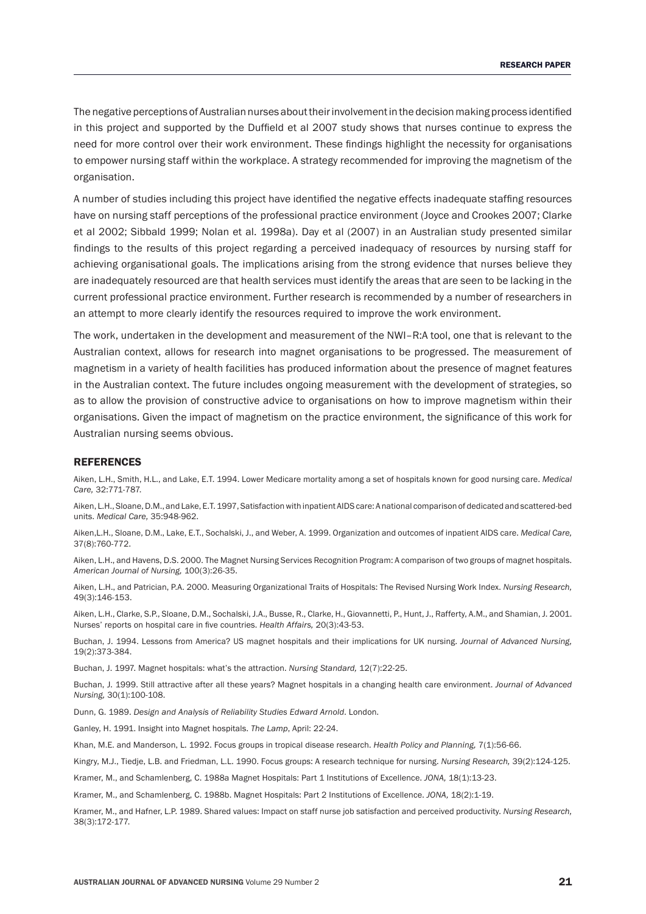The negative perceptions of Australian nurses about their involvement in the decision making process identified in this project and supported by the Duffield et al 2007 study shows that nurses continue to express the need for more control over their work environment. These findings highlight the necessity for organisations to empower nursing staff within the workplace. A strategy recommended for improving the magnetism of the organisation.

A number of studies including this project have identified the negative effects inadequate staffing resources have on nursing staff perceptions of the professional practice environment (Joyce and Crookes 2007; Clarke et al 2002; Sibbald 1999; Nolan et al. 1998a). Day et al (2007) in an Australian study presented similar findings to the results of this project regarding a perceived inadequacy of resources by nursing staff for achieving organisational goals. The implications arising from the strong evidence that nurses believe they are inadequately resourced are that health services must identify the areas that are seen to be lacking in the current professional practice environment. Further research is recommended by a number of researchers in an attempt to more clearly identify the resources required to improve the work environment.

The work, undertaken in the development and measurement of the NWI–R:A tool, one that is relevant to the Australian context, allows for research into magnet organisations to be progressed. The measurement of magnetism in a variety of health facilities has produced information about the presence of magnet features in the Australian context. The future includes ongoing measurement with the development of strategies, so as to allow the provision of constructive advice to organisations on how to improve magnetism within their organisations. Given the impact of magnetism on the practice environment, the significance of this work for Australian nursing seems obvious.

## REFERENCES

Aiken, L.H., Smith, H.L., and Lake, E.T. 1994. Lower Medicare mortality among a set of hospitals known for good nursing care. *Medical Care,* 32:771-787.

Aiken, L.H., Sloane, D.M., and Lake, E.T. 1997, Satisfaction with inpatient AIDS care: A national comparison of dedicated and scattered-bed units. *Medical Care,* 35:948-962.

Aiken,L.H., Sloane, D.M., Lake, E.T., Sochalski, J., and Weber, A. 1999. Organization and outcomes of inpatient AIDS care. *Medical Care,* 37(8):760-772.

Aiken, L.H., and Havens, D.S. 2000. The Magnet Nursing Services Recognition Program: A comparison of two groups of magnet hospitals. *American Journal of Nursing,* 100(3):26-35.

Aiken, L.H., and Patrician, P.A. 2000. Measuring Organizational Traits of Hospitals: The Revised Nursing Work Index. *Nursing Research,* 49(3):146-153.

Aiken, L.H., Clarke, S.P., Sloane, D.M., Sochalski, J.A., Busse, R., Clarke, H., Giovannetti, P., Hunt, J., Rafferty, A.M., and Shamian, J. 2001. Nurses' reports on hospital care in five countries. *Health Affairs,* 20(3):43-53.

Buchan, J. 1994. Lessons from America? US magnet hospitals and their implications for UK nursing. *Journal of Advanced Nursing,* 19(2):373-384.

Buchan, J. 1997. Magnet hospitals: what's the attraction. *Nursing Standard,* 12(7):22-25.

Buchan, J. 1999. Still attractive after all these years? Magnet hospitals in a changing health care environment. *Journal of Advanced Nursing,* 30(1):100-108.

Dunn, G. 1989. *Design and Analysis of Reliability Studies Edward Arnold*. London.

Ganley, H. 1991. Insight into Magnet hospitals. *The Lamp*, April: 22-24.

Khan, M.E. and Manderson, L. 1992. Focus groups in tropical disease research. *Health Policy and Planning,* 7(1):56-66.

Kingry, M.J., Tiedje, L.B. and Friedman, L.L. 1990. Focus groups: A research technique for nursing. *Nursing Research,* 39(2):124-125.

Kramer, M., and Schamlenberg, C. 1988a Magnet Hospitals: Part 1 Institutions of Excellence. *JONA,* 18(1):13-23.

Kramer, M., and Schamlenberg, C. 1988b. Magnet Hospitals: Part 2 Institutions of Excellence. *JONA,* 18(2):1-19.

Kramer, M., and Hafner, L.P. 1989. Shared values: Impact on staff nurse job satisfaction and perceived productivity. *Nursing Research,* 38(3):172-177.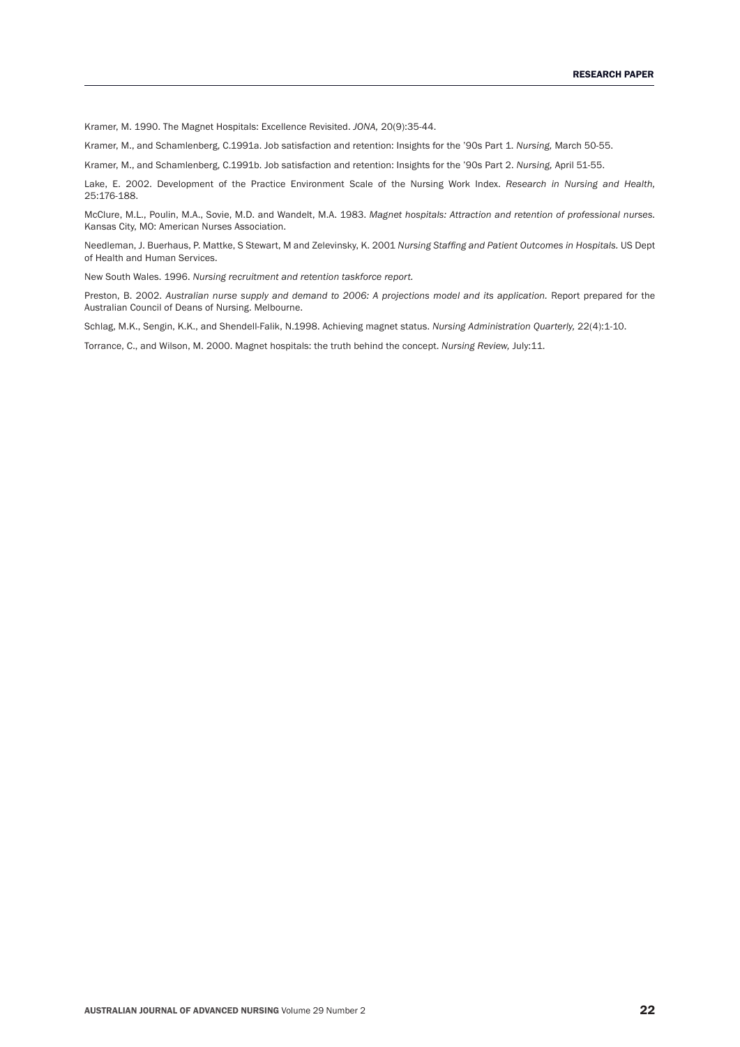Kramer, M. 1990. The Magnet Hospitals: Excellence Revisited. *JONA,* 20(9):35-44.

Kramer, M., and Schamlenberg, C.1991a. Job satisfaction and retention: Insights for the '90s Part 1. *Nursing,* March 50-55.

Kramer, M., and Schamlenberg, C.1991b. Job satisfaction and retention: Insights for the '90s Part 2. *Nursing,* April 51-55.

Lake, E. 2002. Development of the Practice Environment Scale of the Nursing Work Index. *Research in Nursing and Health,* 25:176-188.

McClure, M.L., Poulin, M.A., Sovie, M.D. and Wandelt, M.A. 1983. *Magnet hospitals: Attraction and retention of professional nurses.* Kansas City, MO: American Nurses Association.

Needleman, J. Buerhaus, P. Mattke, S Stewart, M and Zelevinsky, K. 2001 *Nursing Staffing and Patient Outcomes in Hospitals.* US Dept of Health and Human Services.

New South Wales. 1996. *Nursing recruitment and retention taskforce report.*

Preston, B. 2002. *Australian nurse supply and demand to 2006: A projections model and its application.* Report prepared for the Australian Council of Deans of Nursing. Melbourne.

Schlag, M.K., Sengin, K.K., and Shendell-Falik, N.1998. Achieving magnet status. *Nursing Administration Quarterly,* 22(4):1-10.

Torrance, C., and Wilson, M. 2000. Magnet hospitals: the truth behind the concept. *Nursing Review,* July:11.